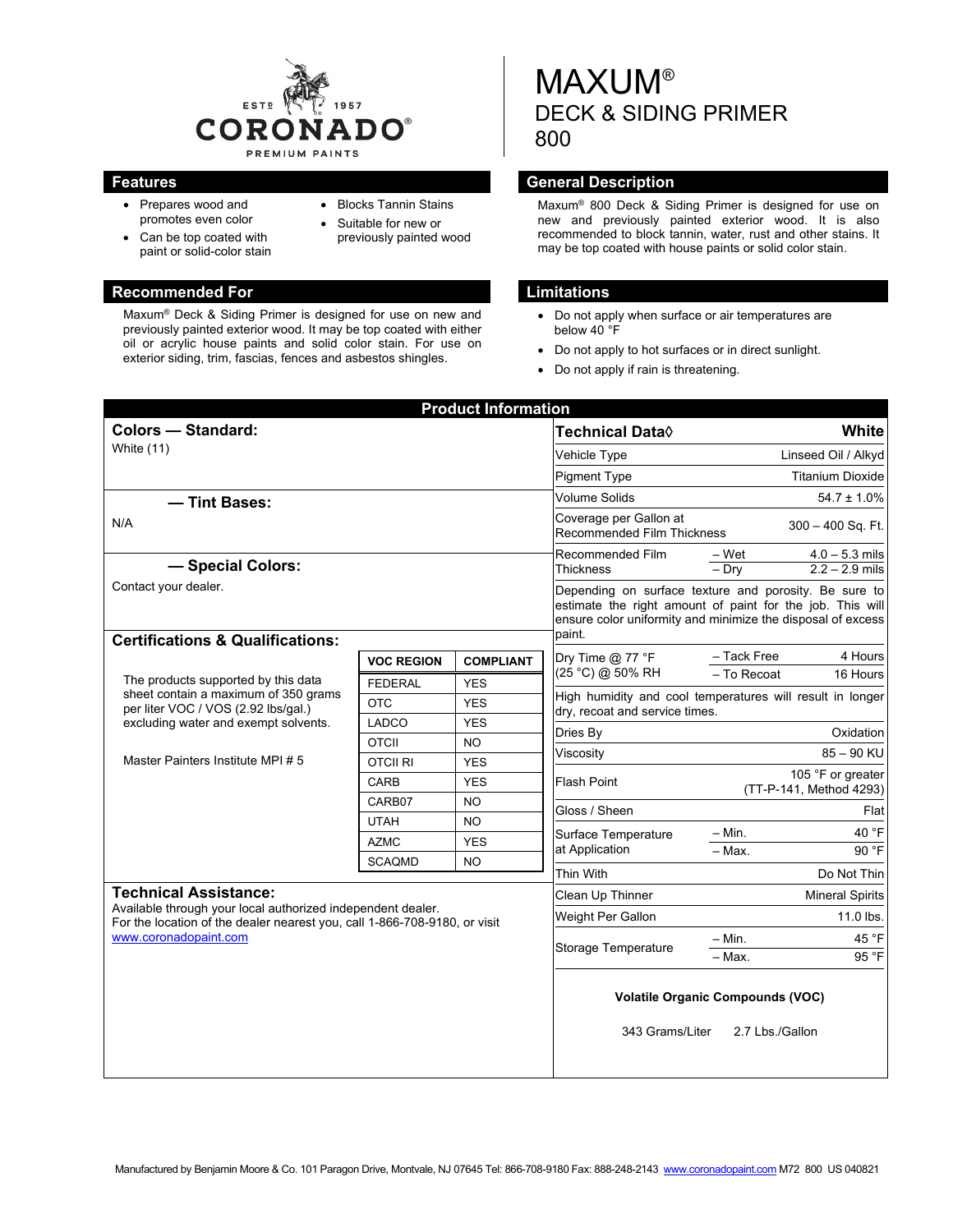ESTD 1957
CORONADO®
PREMIUM PAINTS

# MAXUM®
## DECK & SIDING PRIMER
## 800

## Features

- Prepares wood and promotes even color
- Can be top coated with paint or solid-color stain
- Blocks Tannin Stains
- Suitable for new or previously painted wood

## General Description

Maxum® 800 Deck & Siding Primer is designed for use on new and previously painted exterior wood. It is also recommended to block tannin, water, rust and other stains. It may be top coated with house paints or solid color stain.

## Recommended For

Maxum® Deck & Siding Primer is designed for use on new and previously painted exterior wood. It may be top coated with either oil or acrylic house paints and solid color stain. For use on exterior siding, trim, fascias, fences and asbestos shingles.

## Limitations

- Do not apply when surface or air temperatures are below 40 °F
- Do not apply to hot surfaces or in direct sunlight.
- Do not apply if rain is threatening.

## Product Information

### Colors — Standard:

White (11)

### — Tint Bases:

N/A

### — Special Colors:

Contact your dealer.

### Certifications & Qualifications:

The products supported by this data sheet contain a maximum of 350 grams per liter VOC / VOS (2.92 lbs/gal.) excluding water and exempt solvents.

Master Painters Institute MPI # 5

| VOC REGION | COMPLIANT |
|---|---|
| FEDERAL | YES |
| OTC | YES |
| LADCO | YES |
| OTCII | NO |
| OTCII RI | YES |
| CARB | YES |
| CARB07 | NO |
| UTAH | NO |
| AZMC | YES |
| SCAQMD | NO |

### Technical Assistance:

Available through your local authorized independent dealer. For the location of the dealer nearest you, call 1-866-708-9180, or visit www.coronadopaint.com

| Technical Data◊ | | White |
|---|---|---|
| Vehicle Type | | Linseed Oil / Alkyd |
| Pigment Type | | Titanium Dioxide |
| Volume Solids | | 54.7 ± 1.0% |
| Coverage per Gallon at Recommended Film Thickness | | 300 – 400 Sq. Ft. |
| Recommended Film Thickness | – Wet | 4.0 – 5.3 mils |
| | – Dry | 2.2 – 2.9 mils |
| Depending on surface texture and porosity. Be sure to estimate the right amount of paint for the job. This will ensure color uniformity and minimize the disposal of excess paint. | | |
| Dry Time @ 77 °F (25 °C) @ 50% RH | – Tack Free | 4 Hours |
| | – To Recoat | 16 Hours |
| High humidity and cool temperatures will result in longer dry, recoat and service times. | | |
| Dries By | | Oxidation |
| Viscosity | | 85 – 90 KU |
| Flash Point | | 105 °F or greater (TT-P-141, Method 4293) |
| Gloss / Sheen | | Flat |
| Surface Temperature at Application | – Min. | 40 °F |
| | – Max. | 90 °F |
| Thin With | | Do Not Thin |
| Clean Up Thinner | | Mineral Spirits |
| Weight Per Gallon | | 11.0 lbs. |
| Storage Temperature | – Min. | 45 °F |
| | – Max. | 95 °F |

**Volatile Organic Compounds (VOC)**

343 Grams/Liter 2.7 Lbs./Gallon

Manufactured by Benjamin Moore & Co. 101 Paragon Drive, Montvale, NJ 07645 Tel: 866-708-9180 Fax: 888-248-2143 www.coronadopaint.com M72 800 US 040821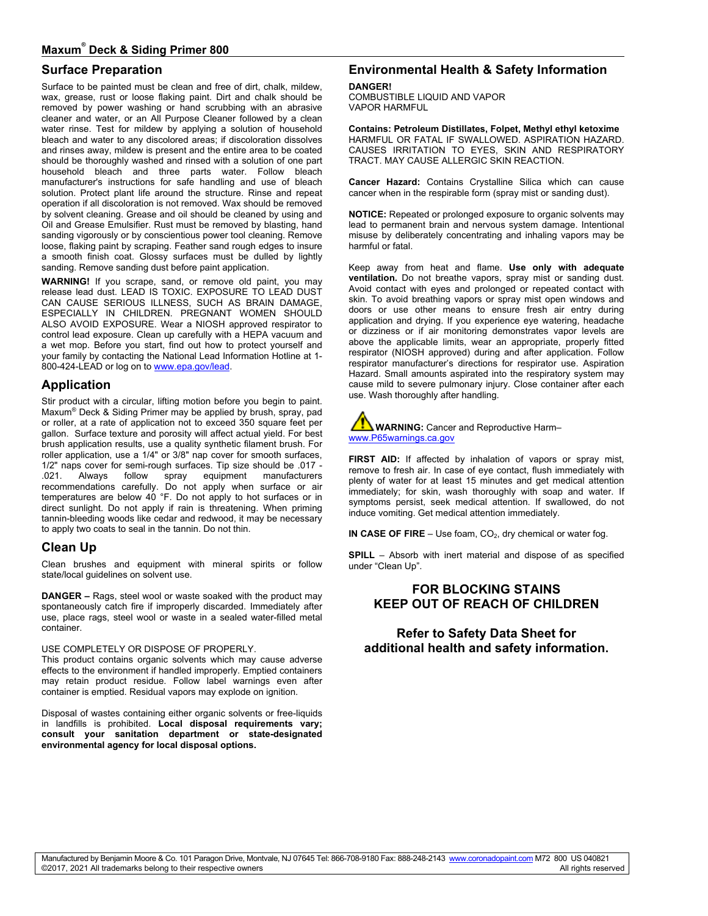# Maxum® Deck & Siding Primer 800

## Surface Preparation

Surface to be painted must be clean and free of dirt, chalk, mildew, wax, grease, rust or loose flaking paint. Dirt and chalk should be removed by power washing or hand scrubbing with an abrasive cleaner and water, or an All Purpose Cleaner followed by a clean water rinse. Test for mildew by applying a solution of household bleach and water to any discolored areas; if discoloration dissolves and rinses away, mildew is present and the entire area to be coated should be thoroughly washed and rinsed with a solution of one part household bleach and three parts water. Follow bleach manufacturer's instructions for safe handling and use of bleach solution. Protect plant life around the structure. Rinse and repeat operation if all discoloration is not removed. Wax should be removed by solvent cleaning. Grease and oil should be cleaned by using and Oil and Grease Emulsifier. Rust must be removed by blasting, hand sanding vigorously or by conscientious power tool cleaning. Remove loose, flaking paint by scraping. Feather sand rough edges to insure a smooth finish coat. Glossy surfaces must be dulled by lightly sanding. Remove sanding dust before paint application.

**WARNING!** If you scrape, sand, or remove old paint, you may release lead dust. LEAD IS TOXIC. EXPOSURE TO LEAD DUST CAN CAUSE SERIOUS ILLNESS, SUCH AS BRAIN DAMAGE, ESPECIALLY IN CHILDREN. PREGNANT WOMEN SHOULD ALSO AVOID EXPOSURE. Wear a NIOSH approved respirator to control lead exposure. Clean up carefully with a HEPA vacuum and a wet mop. Before you start, find out how to protect yourself and your family by contacting the National Lead Information Hotline at 1-800-424-LEAD or log on to www.epa.gov/lead.

## Application

Stir product with a circular, lifting motion before you begin to paint. Maxum® Deck & Siding Primer may be applied by brush, spray, pad or roller, at a rate of application not to exceed 350 square feet per gallon. Surface texture and porosity will affect actual yield. For best brush application results, use a quality synthetic filament brush. For roller application, use a 1/4" or 3/8" nap cover for smooth surfaces, 1/2" naps cover for semi-rough surfaces. Tip size should be .017 - .021. Always follow spray equipment manufacturers recommendations carefully. Do not apply when surface or air temperatures are below 40 °F. Do not apply to hot surfaces or in direct sunlight. Do not apply if rain is threatening. When priming tannin-bleeding woods like cedar and redwood, it may be necessary to apply two coats to seal in the tannin. Do not thin.

## Clean Up

Clean brushes and equipment with mineral spirits or follow state/local guidelines on solvent use.

**DANGER –** Rags, steel wool or waste soaked with the product may spontaneously catch fire if improperly discarded. Immediately after use, place rags, steel wool or waste in a sealed water-filled metal container.

USE COMPLETELY OR DISPOSE OF PROPERLY.
This product contains organic solvents which may cause adverse effects to the environment if handled improperly. Emptied containers may retain product residue. Follow label warnings even after container is emptied. Residual vapors may explode on ignition.

Disposal of wastes containing either organic solvents or free-liquids in landfills is prohibited. **Local disposal requirements vary; consult your sanitation department or state-designated environmental agency for local disposal options.**

## Environmental Health & Safety Information

**DANGER!**
COMBUSTIBLE LIQUID AND VAPOR
VAPOR HARMFUL

**Contains: Petroleum Distillates, Folpet, Methyl ethyl ketoxime**
HARMFUL OR FATAL IF SWALLOWED. ASPIRATION HAZARD. CAUSES IRRITATION TO EYES, SKIN AND RESPIRATORY TRACT. MAY CAUSE ALLERGIC SKIN REACTION.

**Cancer Hazard:** Contains Crystalline Silica which can cause cancer when in the respirable form (spray mist or sanding dust).

**NOTICE:** Repeated or prolonged exposure to organic solvents may lead to permanent brain and nervous system damage. Intentional misuse by deliberately concentrating and inhaling vapors may be harmful or fatal.

Keep away from heat and flame. **Use only with adequate ventilation.** Do not breathe vapors, spray mist or sanding dust. Avoid contact with eyes and prolonged or repeated contact with skin. To avoid breathing vapors or spray mist open windows and doors or use other means to ensure fresh air entry during application and drying. If you experience eye watering, headache or dizziness or if air monitoring demonstrates vapor levels are above the applicable limits, wear an appropriate, properly fitted respirator (NIOSH approved) during and after application. Follow respirator manufacturer's directions for respirator use. Aspiration Hazard. Small amounts aspirated into the respiratory system may cause mild to severe pulmonary injury. Close container after each use. Wash thoroughly after handling.

**WARNING:** Cancer and Reproductive Harm– www.P65warnings.ca.gov

**FIRST AID:** If affected by inhalation of vapors or spray mist, remove to fresh air. In case of eye contact, flush immediately with plenty of water for at least 15 minutes and get medical attention immediately; for skin, wash thoroughly with soap and water. If symptoms persist, seek medical attention. If swallowed, do not induce vomiting. Get medical attention immediately.

**IN CASE OF FIRE** – Use foam, $CO_2$, dry chemical or water fog.

**SPILL** – Absorb with inert material and dispose of as specified under "Clean Up".

**FOR BLOCKING STAINS**
**KEEP OUT OF REACH OF CHILDREN**

**Refer to Safety Data Sheet for additional health and safety information.**

Manufactured by Benjamin Moore & Co. 101 Paragon Drive, Montvale, NJ 07645 Tel: 866-708-9180 Fax: 888-248-2143 www.coronadopaint.com M72 800 US 040821
©2017, 2021 All trademarks belong to their respective owners All rights reserved